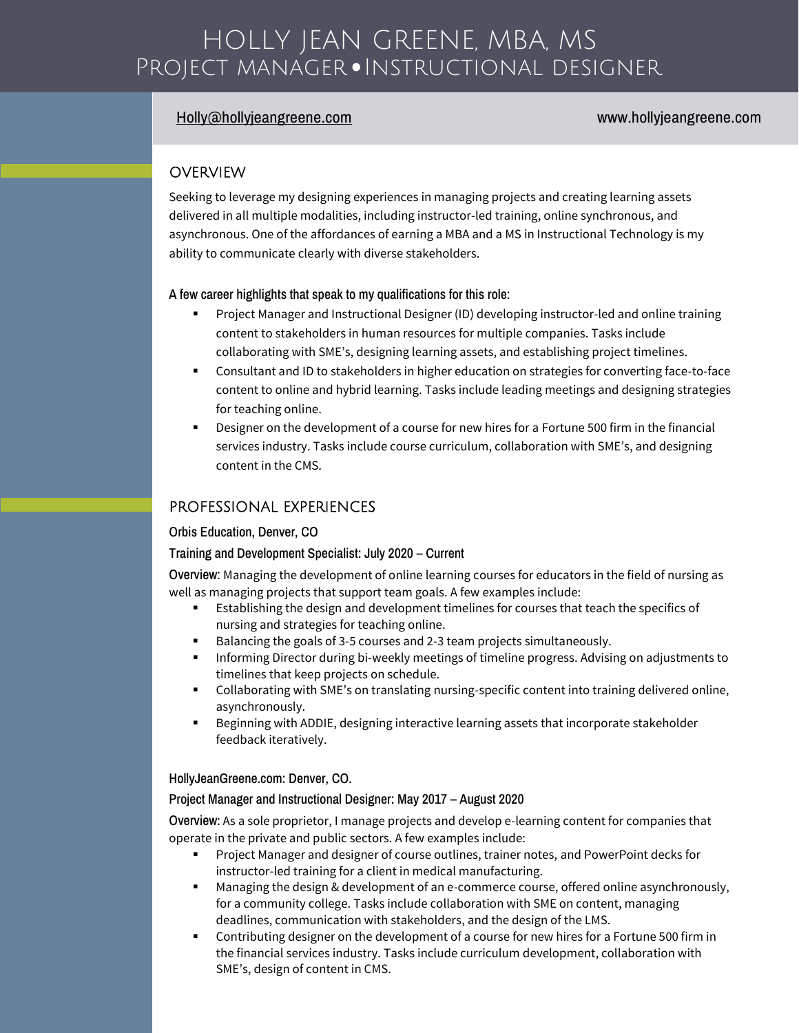# HOLLY JEAN GREENE, MBA, MS
## PROJECT MANAGER • INSTRUCTIONAL DESIGNER

Holly@hollyjeangreene.com www.hollyjeangreene.com

## OVERVIEW

Seeking to leverage my designing experiences in managing projects and creating learning assets delivered in all multiple modalities, including instructor-led training, online synchronous, and asynchronous. One of the affordances of earning a MBA and a MS in Instructional Technology is my ability to communicate clearly with diverse stakeholders.

A few career highlights that speak to my qualifications for this role:

- Project Manager and Instructional Designer (ID) developing instructor-led and online training content to stakeholders in human resources for multiple companies. Tasks include collaborating with SME's, designing learning assets, and establishing project timelines.
- Consultant and ID to stakeholders in higher education on strategies for converting face-to-face content to online and hybrid learning. Tasks include leading meetings and designing strategies for teaching online.
- Designer on the development of a course for new hires for a Fortune 500 firm in the financial services industry. Tasks include course curriculum, collaboration with SME's, and designing content in the CMS.

## PROFESSIONAL EXPERIENCES

Orbis Education, Denver, CO

Training and Development Specialist: July 2020 – Current

Overview: Managing the development of online learning courses for educators in the field of nursing as well as managing projects that support team goals. A few examples include:

- Establishing the design and development timelines for courses that teach the specifics of nursing and strategies for teaching online.
- Balancing the goals of 3-5 courses and 2-3 team projects simultaneously.
- Informing Director during bi-weekly meetings of timeline progress. Advising on adjustments to timelines that keep projects on schedule.
- Collaborating with SME's on translating nursing-specific content into training delivered online, asynchronously.
- Beginning with ADDIE, designing interactive learning assets that incorporate stakeholder feedback iteratively.

HollyJeanGreene.com: Denver, CO.

Project Manager and Instructional Designer: May 2017 – August 2020

Overview: As a sole proprietor, I manage projects and develop e-learning content for companies that operate in the private and public sectors. A few examples include:

- Project Manager and designer of course outlines, trainer notes, and PowerPoint decks for instructor-led training for a client in medical manufacturing.
- Managing the design & development of an e-commerce course, offered online asynchronously, for a community college. Tasks include collaboration with SME on content, managing deadlines, communication with stakeholders, and the design of the LMS.
- Contributing designer on the development of a course for new hires for a Fortune 500 firm in the financial services industry. Tasks include curriculum development, collaboration with SME's, design of content in CMS.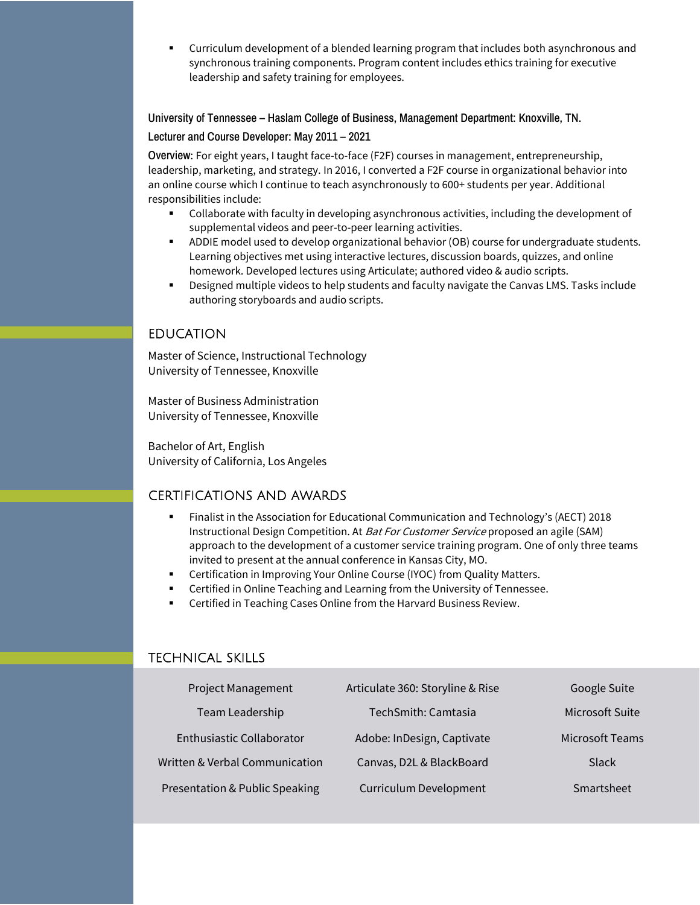- Curriculum development of a blended learning program that includes both asynchronous and synchronous training components. Program content includes ethics training for executive leadership and safety training for employees.

University of Tennessee – Haslam College of Business, Management Department: Knoxville, TN.

Lecturer and Course Developer: May 2011 – 2021

Overview: For eight years, I taught face-to-face (F2F) courses in management, entrepreneurship, leadership, marketing, and strategy. In 2016, I converted a F2F course in organizational behavior into an online course which I continue to teach asynchronously to 600+ students per year. Additional responsibilities include:

- Collaborate with faculty in developing asynchronous activities, including the development of supplemental videos and peer-to-peer learning activities.
- ADDIE model used to develop organizational behavior (OB) course for undergraduate students. Learning objectives met using interactive lectures, discussion boards, quizzes, and online homework. Developed lectures using Articulate; authored video & audio scripts.
- Designed multiple videos to help students and faculty navigate the Canvas LMS. Tasks include authoring storyboards and audio scripts.

## EDUCATION

Master of Science, Instructional Technology
University of Tennessee, Knoxville

Master of Business Administration
University of Tennessee, Knoxville

Bachelor of Art, English
University of California, Los Angeles

## CERTIFICATIONS AND AWARDS

- Finalist in the Association for Educational Communication and Technology's (AECT) 2018 Instructional Design Competition. At *Bat For Customer Service* proposed an agile (SAM) approach to the development of a customer service training program. One of only three teams invited to present at the annual conference in Kansas City, MO.
- Certification in Improving Your Online Course (IYOC) from Quality Matters.
- Certified in Online Teaching and Learning from the University of Tennessee.
- Certified in Teaching Cases Online from the Harvard Business Review.

## TECHNICAL SKILLS

| | | |
|---|---|---|
| Project Management | Articulate 360: Storyline & Rise | Google Suite |
| Team Leadership | TechSmith: Camtasia | Microsoft Suite |
| Enthusiastic Collaborator | Adobe: InDesign, Captivate | Microsoft Teams |
| Written & Verbal Communication | Canvas, D2L & BlackBoard | Slack |
| Presentation & Public Speaking | Curriculum Development | Smartsheet |